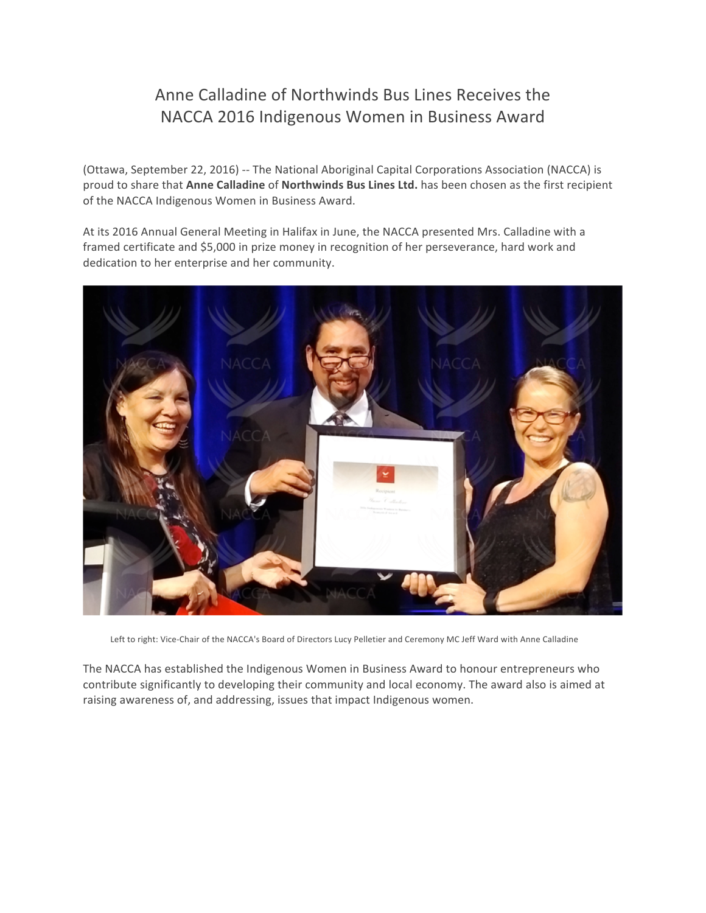# Anne Calladine of Northwinds Bus Lines Receives the NACCA 2016 Indigenous Women in Business Award

(Ottawa, September 22, 2016) -- The National Aboriginal Capital Corporations Association (NACCA) is proud to share that **Anne Calladine** of **Northwinds Bus Lines Ltd.** has been chosen as the first recipient of the NACCA Indigenous Women in Business Award.

At its 2016 Annual General Meeting in Halifax in June, the NACCA presented Mrs. Calladine with a framed certificate and $5,000 in prize money in recognition of her perseverance, hard work and dedication to her enterprise and her community.

Left to right: Vice-Chair of the NACCA's Board of Directors Lucy Pelletier and Ceremony MC Jeff Ward with Anne Calladine

The NACCA has established the Indigenous Women in Business Award to honour entrepreneurs who contribute significantly to developing their community and local economy. The award also is aimed at raising awareness of, and addressing, issues that impact Indigenous women.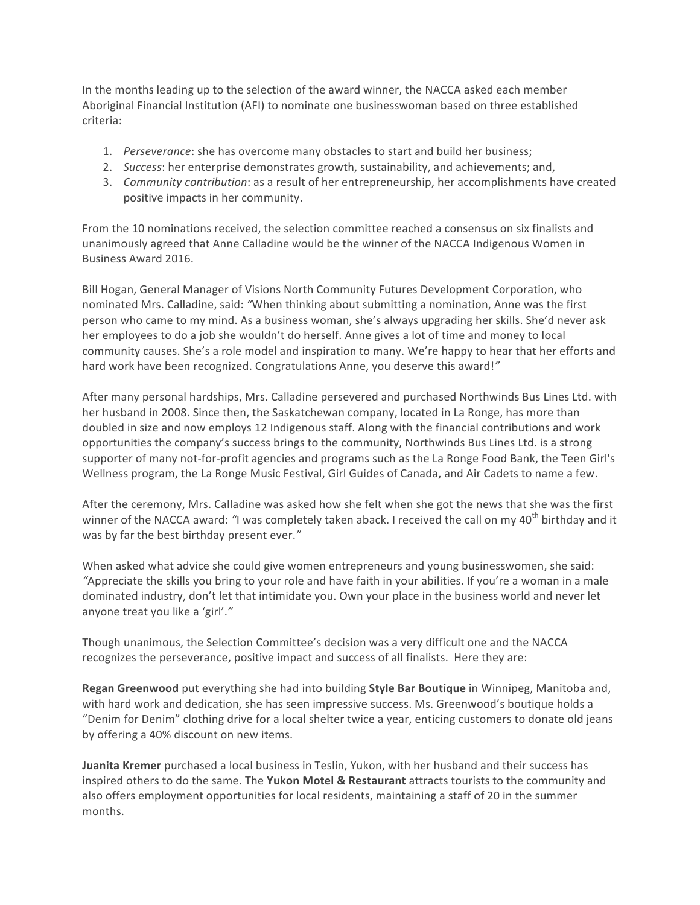In the months leading up to the selection of the award winner, the NACCA asked each member Aboriginal Financial Institution (AFI) to nominate one businesswoman based on three established criteria:

1. *Perseverance*: she has overcome many obstacles to start and build her business;
2. *Success*: her enterprise demonstrates growth, sustainability, and achievements; and,
3. *Community contribution*: as a result of her entrepreneurship, her accomplishments have created positive impacts in her community.

From the 10 nominations received, the selection committee reached a consensus on six finalists and unanimously agreed that Anne Calladine would be the winner of the NACCA Indigenous Women in Business Award 2016.

Bill Hogan, General Manager of Visions North Community Futures Development Corporation, who nominated Mrs. Calladine, said: *"When thinking about submitting a nomination, Anne was the first person who came to my mind. As a business woman, she's always upgrading her skills. She'd never ask her employees to do a job she wouldn't do herself. Anne gives a lot of time and money to local community causes. She's a role model and inspiration to many. We're happy to hear that her efforts and hard work have been recognized. Congratulations Anne, you deserve this award!"*

After many personal hardships, Mrs. Calladine persevered and purchased Northwinds Bus Lines Ltd. with her husband in 2008. Since then, the Saskatchewan company, located in La Ronge, has more than doubled in size and now employs 12 Indigenous staff. Along with the financial contributions and work opportunities the company's success brings to the community, Northwinds Bus Lines Ltd. is a strong supporter of many not-for-profit agencies and programs such as the La Ronge Food Bank, the Teen Girl's Wellness program, the La Ronge Music Festival, Girl Guides of Canada, and Air Cadets to name a few.

After the ceremony, Mrs. Calladine was asked how she felt when she got the news that she was the first winner of the NACCA award: *"I was completely taken aback. I received the call on my 40th birthday and it was by far the best birthday present ever."*

When asked what advice she could give women entrepreneurs and young businesswomen, she said: *"Appreciate the skills you bring to your role and have faith in your abilities. If you're a woman in a male dominated industry, don't let that intimidate you. Own your place in the business world and never let anyone treat you like a 'girl'."*

Though unanimous, the Selection Committee's decision was a very difficult one and the NACCA recognizes the perseverance, positive impact and success of all finalists. Here they are:

**Regan Greenwood** put everything she had into building **Style Bar Boutique** in Winnipeg, Manitoba and, with hard work and dedication, she has seen impressive success. Ms. Greenwood's boutique holds a "Denim for Denim" clothing drive for a local shelter twice a year, enticing customers to donate old jeans by offering a 40% discount on new items.

**Juanita Kremer** purchased a local business in Teslin, Yukon, with her husband and their success has inspired others to do the same. The **Yukon Motel & Restaurant** attracts tourists to the community and also offers employment opportunities for local residents, maintaining a staff of 20 in the summer months.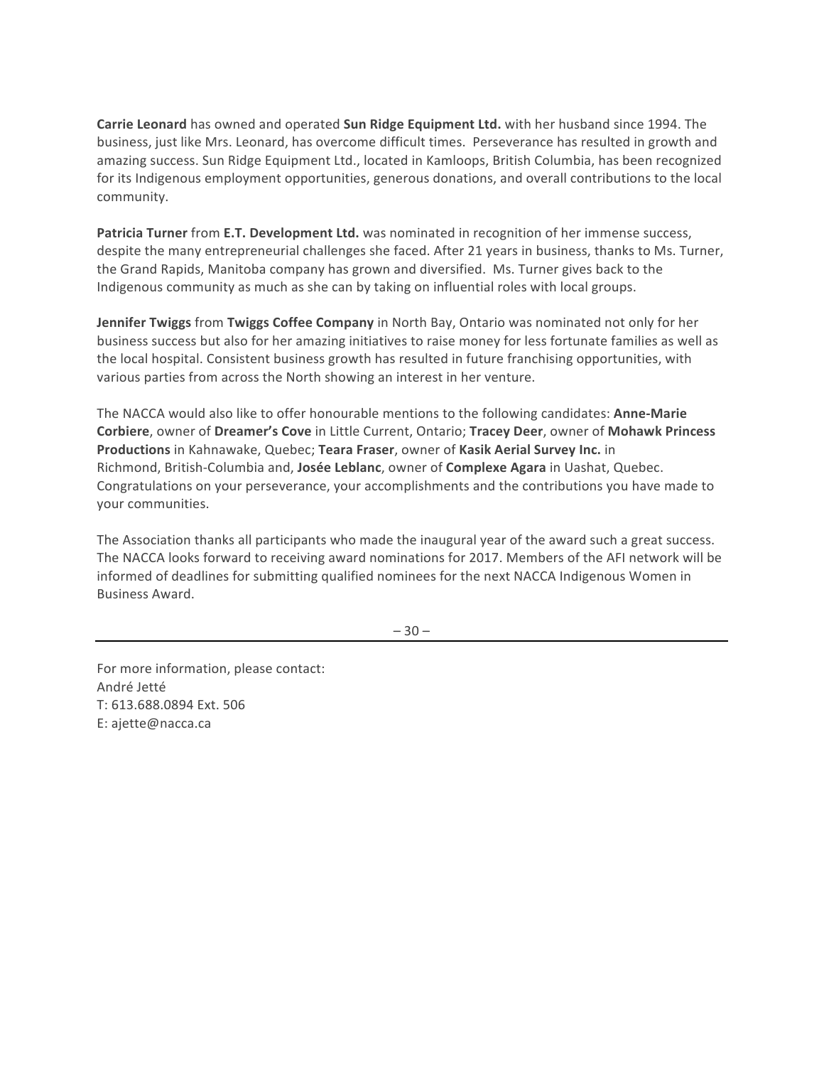**Carrie Leonard** has owned and operated **Sun Ridge Equipment Ltd.** with her husband since 1994. The business, just like Mrs. Leonard, has overcome difficult times. Perseverance has resulted in growth and amazing success. Sun Ridge Equipment Ltd., located in Kamloops, British Columbia, has been recognized for its Indigenous employment opportunities, generous donations, and overall contributions to the local community.

**Patricia Turner** from **E.T. Development Ltd.** was nominated in recognition of her immense success, despite the many entrepreneurial challenges she faced. After 21 years in business, thanks to Ms. Turner, the Grand Rapids, Manitoba company has grown and diversified. Ms. Turner gives back to the Indigenous community as much as she can by taking on influential roles with local groups.

**Jennifer Twiggs** from **Twiggs Coffee Company** in North Bay, Ontario was nominated not only for her business success but also for her amazing initiatives to raise money for less fortunate families as well as the local hospital. Consistent business growth has resulted in future franchising opportunities, with various parties from across the North showing an interest in her venture.

The NACCA would also like to offer honourable mentions to the following candidates: **Anne-Marie Corbiere**, owner of **Dreamer's Cove** in Little Current, Ontario; **Tracey Deer**, owner of **Mohawk Princess Productions** in Kahnawake, Quebec; **Teara Fraser**, owner of **Kasik Aerial Survey Inc.** in Richmond, British-Columbia and, **Josée Leblanc**, owner of **Complexe Agara** in Uashat, Quebec. Congratulations on your perseverance, your accomplishments and the contributions you have made to your communities.

The Association thanks all participants who made the inaugural year of the award such a great success. The NACCA looks forward to receiving award nominations for 2017. Members of the AFI network will be informed of deadlines for submitting qualified nominees for the next NACCA Indigenous Women in Business Award.

– 30 –

---

For more information, please contact:
André Jetté
T: 613.688.0894 Ext. 506
E: ajette@nacca.ca